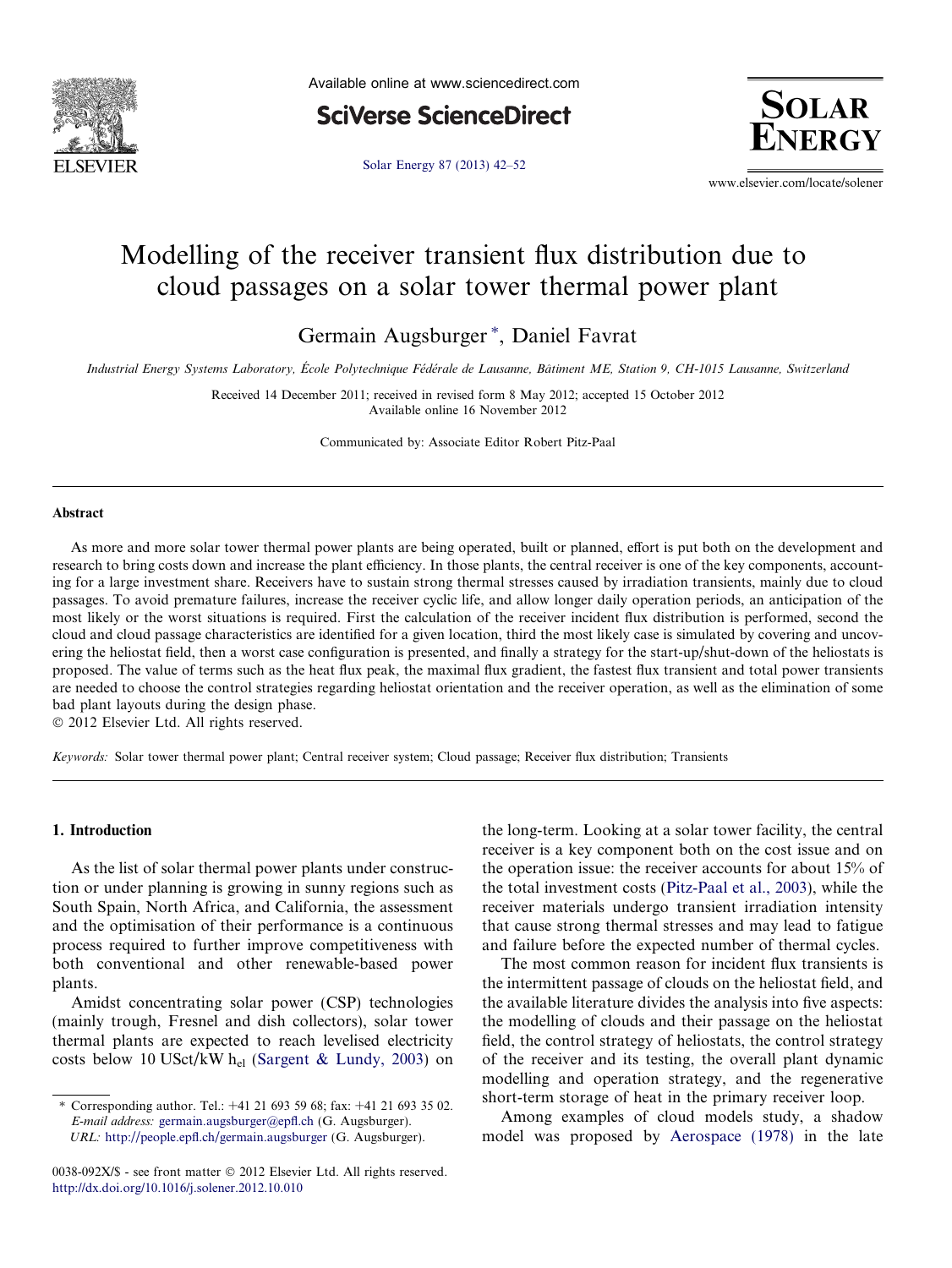# Modelling of the receiver transient flux distribution due to cloud passages on a solar tower thermal power plant

Germain Augsburger *, Daniel Favrat

*Industrial Energy Systems Laboratory, École Polytechnique Fédérale de Lausanne, Bâtiment ME, Station 9, CH-1015 Lausanne, Switzerland*

Received 14 December 2011; received in revised form 8 May 2012; accepted 15 October 2012
Available online 16 November 2012

Communicated by: Associate Editor Robert Pitz-Paal

## Abstract

As more and more solar tower thermal power plants are being operated, built or planned, effort is put both on the development and research to bring costs down and increase the plant efficiency. In those plants, the central receiver is one of the key components, accounting for a large investment share. Receivers have to sustain strong thermal stresses caused by irradiation transients, mainly due to cloud passages. To avoid premature failures, increase the receiver cyclic life, and allow longer daily operation periods, an anticipation of the most likely or the worst situations is required. First the calculation of the receiver incident flux distribution is performed, second the cloud and cloud passage characteristics are identified for a given location, third the most likely case is simulated by covering and uncovering the heliostat field, then a worst case configuration is presented, and finally a strategy for the start-up/shut-down of the heliostats is proposed. The value of terms such as the heat flux peak, the maximal flux gradient, the fastest flux transient and total power transients are needed to choose the control strategies regarding heliostat orientation and the receiver operation, as well as the elimination of some bad plant layouts during the design phase.

© 2012 Elsevier Ltd. All rights reserved.

*Keywords:* Solar tower thermal power plant; Central receiver system; Cloud passage; Receiver flux distribution; Transients

## 1. Introduction

As the list of solar thermal power plants under construction or under planning is growing in sunny regions such as South Spain, North Africa, and California, the assessment and the optimisation of their performance is a continuous process required to further improve competitiveness with both conventional and other renewable-based power plants.

Amidst concentrating solar power (CSP) technologies (mainly trough, Fresnel and dish collectors), solar tower thermal plants are expected to reach levelised electricity costs below 10 USct/kW $h_{el}$ (Sargent & Lundy, 2003) on the long-term. Looking at a solar tower facility, the central receiver is a key component both on the cost issue and on the operation issue: the receiver accounts for about 15% of the total investment costs (Pitz-Paal et al., 2003), while the receiver materials undergo transient irradiation intensity that cause strong thermal stresses and may lead to fatigue and failure before the expected number of thermal cycles.

The most common reason for incident flux transients is the intermittent passage of clouds on the heliostat field, and the available literature divides the analysis into five aspects: the modelling of clouds and their passage on the heliostat field, the control strategy of heliostats, the control strategy of the receiver and its testing, the overall plant dynamic modelling and operation strategy, and the regenerative short-term storage of heat in the primary receiver loop.

Among examples of cloud models study, a shadow model was proposed by Aerospace (1978) in the late

---

* Corresponding author. Tel.: +41 21 693 59 68; fax: +41 21 693 35 02.
*E-mail address:* germain.augsburger@epfl.ch (G. Augsburger).
*URL:* http://people.epfl.ch/germain.augsburger (G. Augsburger).

0038-092X/$ - see front matter © 2012 Elsevier Ltd. All rights reserved.
http://dx.doi.org/10.1016/j.solener.2012.10.010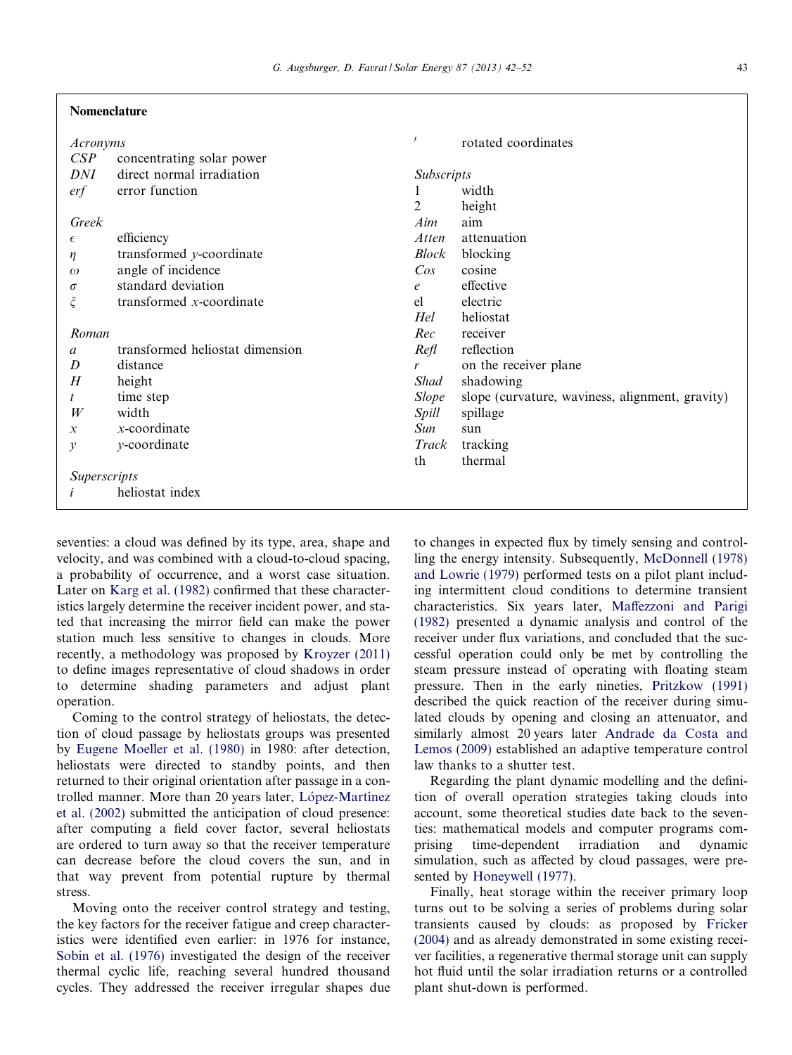## Nomenclature

*Acronyms*

| | |
|---|---|
| *CSP* | concentrating solar power |
| *DNI* | direct normal irradiation |
| *erf* | error function |

*Greek*

| | |
|---|---|
| $\epsilon$ | efficiency |
| $\eta$ | transformed $y$-coordinate |
| $\omega$ | angle of incidence |
| $\sigma$ | standard deviation |
| $\xi$ | transformed $x$-coordinate |

*Roman*

| | |
|---|---|
| $a$ | transformed heliostat dimension |
| $D$ | distance |
| $H$ | height |
| $t$ | time step |
| $W$ | width |
| $x$ | $x$-coordinate |
| $y$ | $y$-coordinate |

*Superscripts*

| | |
|---|---|
| $i$ | heliostat index |
| $'$ | rotated coordinates |

*Subscripts*

| | |
|---|---|
| 1 | width |
| 2 | height |
| *Aim* | aim |
| *Atten* | attenuation |
| *Block* | blocking |
| *Cos* | cosine |
| *e* | effective |
| el | electric |
| *Hel* | heliostat |
| *Rec* | receiver |
| *Refl* | reflection |
| *r* | on the receiver plane |
| *Shad* | shadowing |
| *Slope* | slope (curvature, waviness, alignment, gravity) |
| *Spill* | spillage |
| *Sun* | sun |
| *Track* | tracking |
| th | thermal |

seventies: a cloud was defined by its type, area, shape and velocity, and was combined with a cloud-to-cloud spacing, a probability of occurrence, and a worst case situation. Later on Karg et al. (1982) confirmed that these characteristics largely determine the receiver incident power, and stated that increasing the mirror field can make the power station much less sensitive to changes in clouds. More recently, a methodology was proposed by Kroyzer (2011) to define images representative of cloud shadows in order to determine shading parameters and adjust plant operation.

Coming to the control strategy of heliostats, the detection of cloud passage by heliostats groups was presented by Eugene Moeller et al. (1980) in 1980: after detection, heliostats were directed to standby points, and then returned to their original orientation after passage in a controlled manner. More than 20 years later, López-Martínez et al. (2002) submitted the anticipation of cloud presence: after computing a field cover factor, several heliostats are ordered to turn away so that the receiver temperature can decrease before the cloud covers the sun, and in that way prevent from potential rupture by thermal stress.

Moving onto the receiver control strategy and testing, the key factors for the receiver fatigue and creep characteristics were identified even earlier: in 1976 for instance, Sobin et al. (1976) investigated the design of the receiver thermal cyclic life, reaching several hundred thousand cycles. They addressed the receiver irregular shapes due to changes in expected flux by timely sensing and controlling the energy intensity. Subsequently, McDonnell (1978) and Lowrie (1979) performed tests on a pilot plant including intermittent cloud conditions to determine transient characteristics. Six years later, Maffezzoni and Parigi (1982) presented a dynamic analysis and control of the receiver under flux variations, and concluded that the successful operation could only be met by controlling the steam pressure instead of operating with floating steam pressure. Then in the early nineties, Pritzkow (1991) described the quick reaction of the receiver during simulated clouds by opening and closing an attenuator, and similarly almost 20 years later Andrade da Costa and Lemos (2009) established an adaptive temperature control law thanks to a shutter test.

Regarding the plant dynamic modelling and the definition of overall operation strategies taking clouds into account, some theoretical studies date back to the seventies: mathematical models and computer programs comprising time-dependent irradiation and dynamic simulation, such as affected by cloud passages, were presented by Honeywell (1977).

Finally, heat storage within the receiver primary loop turns out to be solving a series of problems during solar transients caused by clouds: as proposed by Fricker (2004) and as already demonstrated in some existing receiver facilities, a regenerative thermal storage unit can supply hot fluid until the solar irradiation returns or a controlled plant shut-down is performed.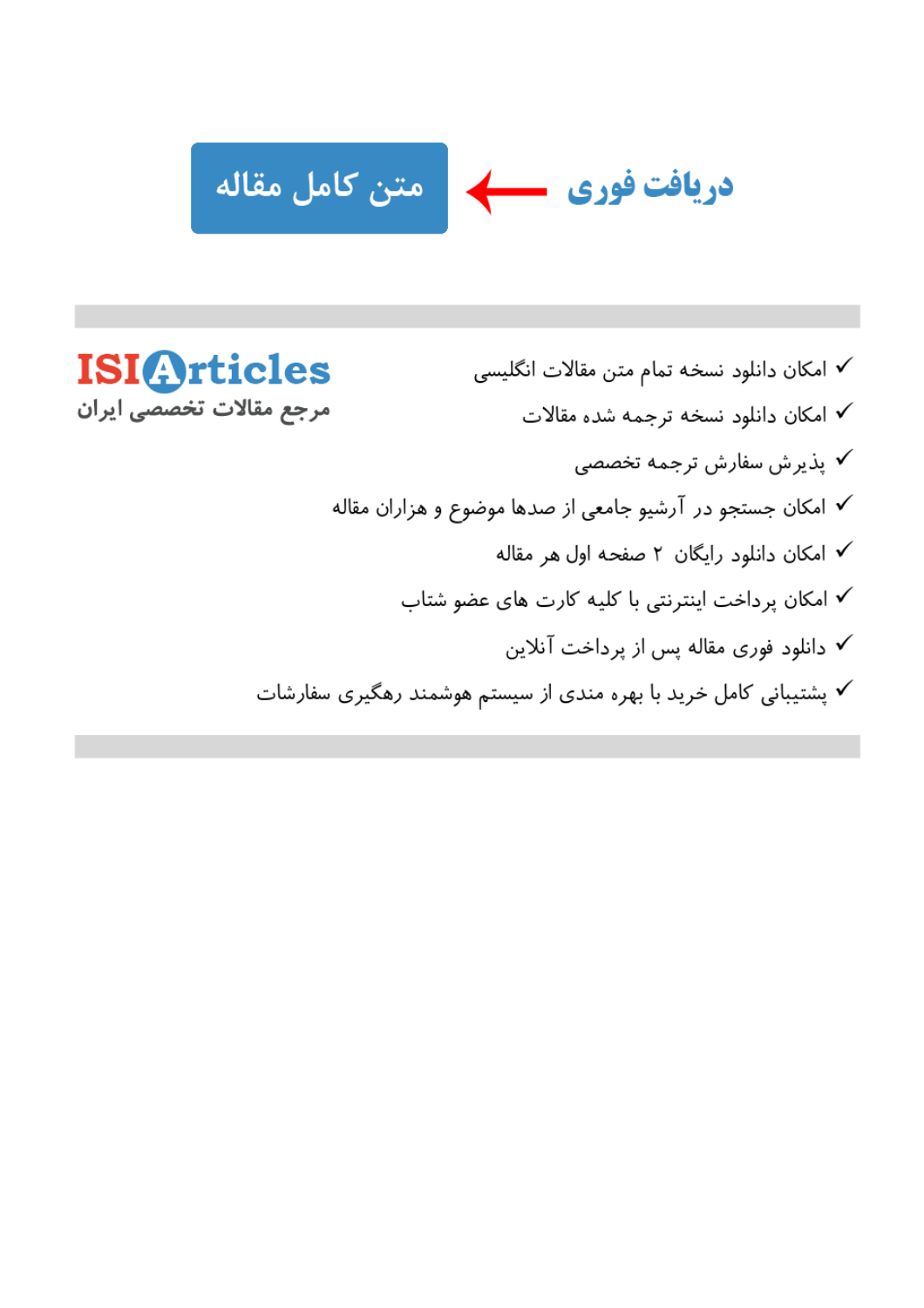دریافت فوری ← **متن کامل مقاله**

**ISIArticles**
مرجع مقالات تخصصی ایران

- ✓ امکان دانلود نسخه تمام متن مقالات انگلیسی
- ✓ امکان دانلود نسخه ترجمه شده مقالات
- ✓ پذیرش سفارش ترجمه تخصصی
- ✓ امکان جستجو در آرشیو جامعی از صدها موضوع و هزاران مقاله
- ✓ امکان دانلود رایگان ۲ صفحه اول هر مقاله
- ✓ امکان پرداخت اینترنتی با کلیه کارت های عضو شتاب
- ✓ دانلود فوری مقاله پس از پرداخت آنلاین
- ✓ پشتیبانی کامل خرید با بهره مندی از سیستم هوشمند رهگیری سفارشات